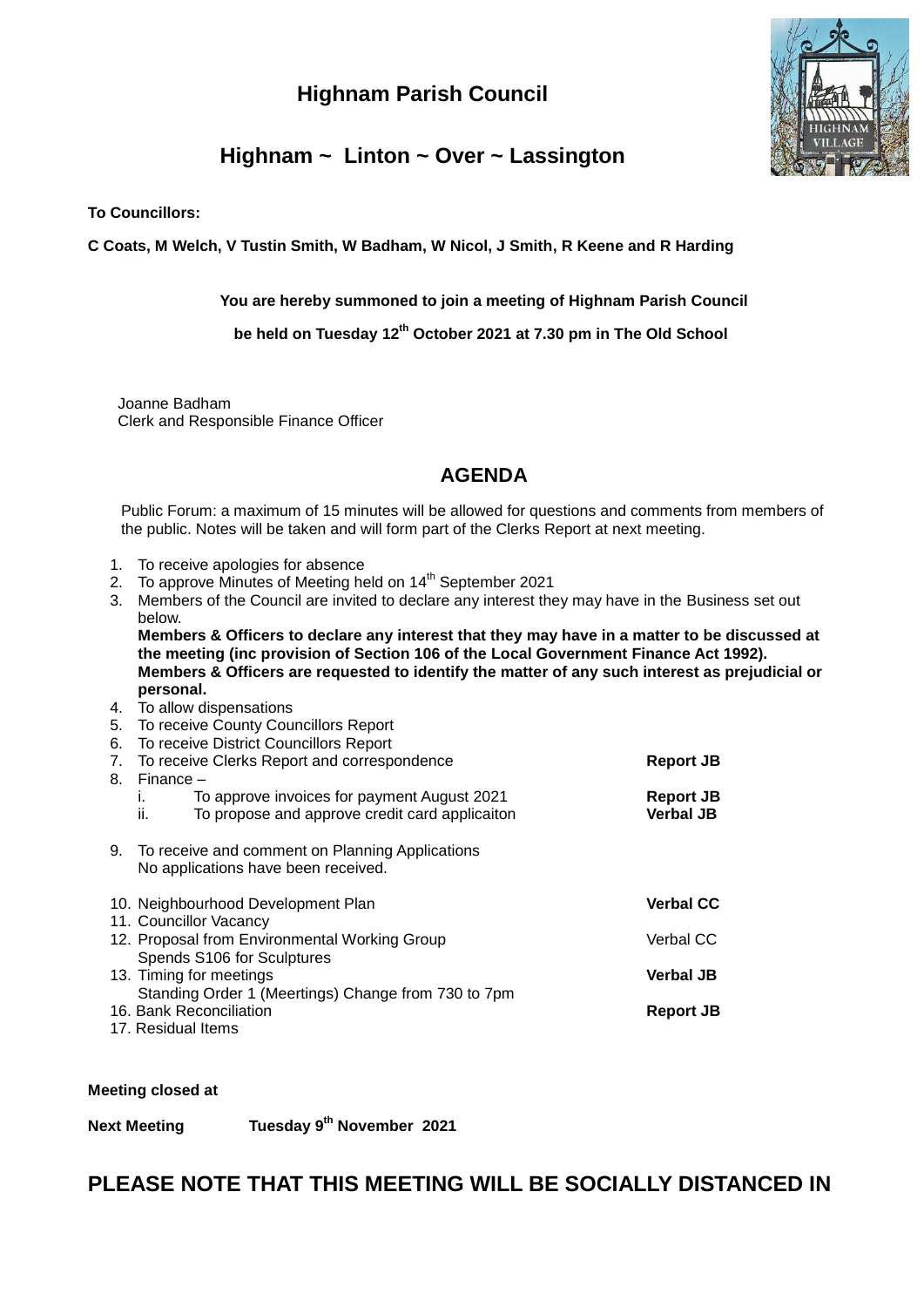# Highnam Parish Council

## Highnam ~ Linton ~ Over ~ Lassington

**To Councillors:**

**C Coats, M Welch, V Tustin Smith, W Badham, W Nicol, J Smith, R Keene and R Harding**

**You are hereby summoned to join a meeting of Highnam Parish Council**

**be held on Tuesday 12th October 2021 at 7.30 pm in The Old School**

Joanne Badham
Clerk and Responsible Finance Officer

## AGENDA

Public Forum: a maximum of 15 minutes will be allowed for questions and comments from members of the public. Notes will be taken and will form part of the Clerks Report at next meeting.

1. To receive apologies for absence
2. To approve Minutes of Meeting held on 14th September 2021
3. Members of the Council are invited to declare any interest they may have in the Business set out below.
   **Members & Officers to declare any interest that they may have in a matter to be discussed at the meeting (inc provision of Section 106 of the Local Government Finance Act 1992). Members & Officers are requested to identify the matter of any such interest as prejudicial or personal.**
4. To allow dispensations
5. To receive County Councillors Report
6. To receive District Councillors Report
7. To receive Clerks Report and correspondence — **Report JB**
8. Finance –
   i. To approve invoices for payment August 2021 — **Report JB**
   ii. To propose and approve credit card applicaiton — **Verbal JB**
9. To receive and comment on Planning Applications
   No applications have been received.
10. Neighbourhood Development Plan — **Verbal CC**
11. Councillor Vacancy
12. Proposal from Environmental Working Group — Verbal CC
    Spends S106 for Sculptures
13. Timing for meetings — **Verbal JB**
    Standing Order 1 (Meertings) Change from 730 to 7pm
16. Bank Reconciliation — **Report JB**
17. Residual Items

**Meeting closed at**

**Next Meeting** **Tuesday 9th November 2021**

## PLEASE NOTE THAT THIS MEETING WILL BE SOCIALLY DISTANCED IN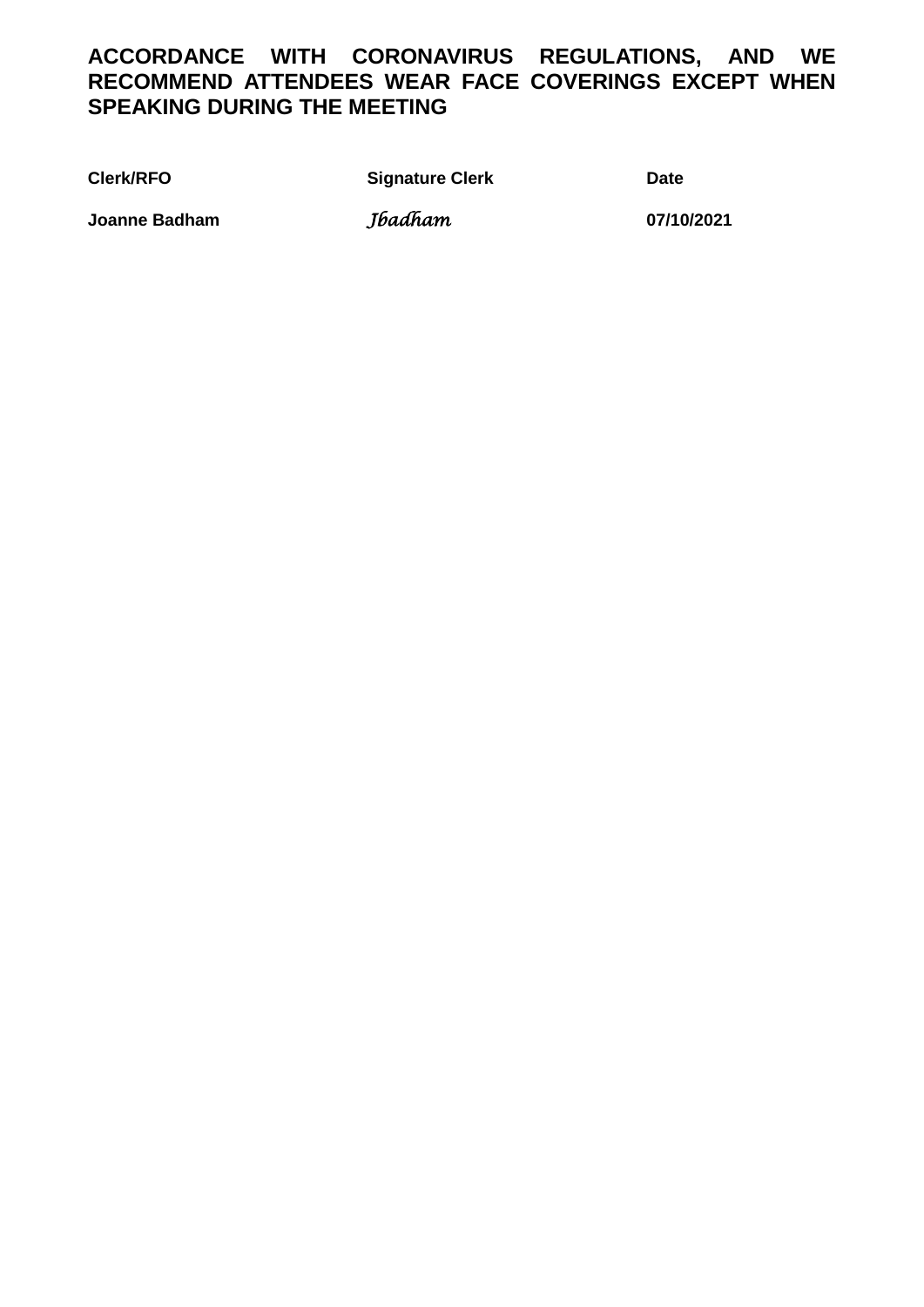**ACCORDANCE WITH CORONAVIRUS REGULATIONS, AND WE RECOMMEND ATTENDEES WEAR FACE COVERINGS EXCEPT WHEN SPEAKING DURING THE MEETING**

| **Clerk/RFO** | **Signature Clerk** | **Date** |
|---|---|---|
| **Joanne Badham** | *Jbadham* | **07/10/2021** |